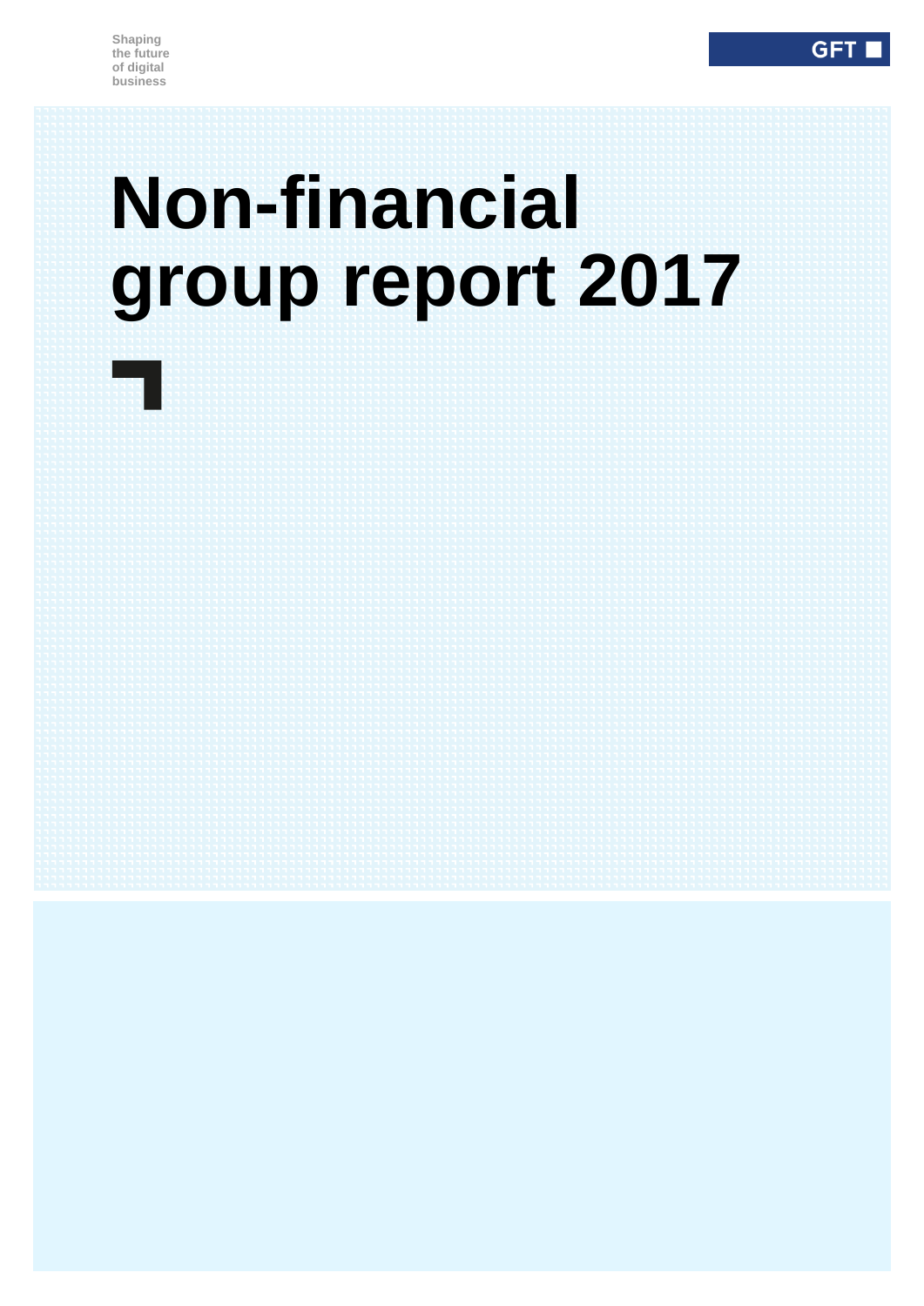Shaping
the future
of digital
business

GFT

# Non-financial group report 2017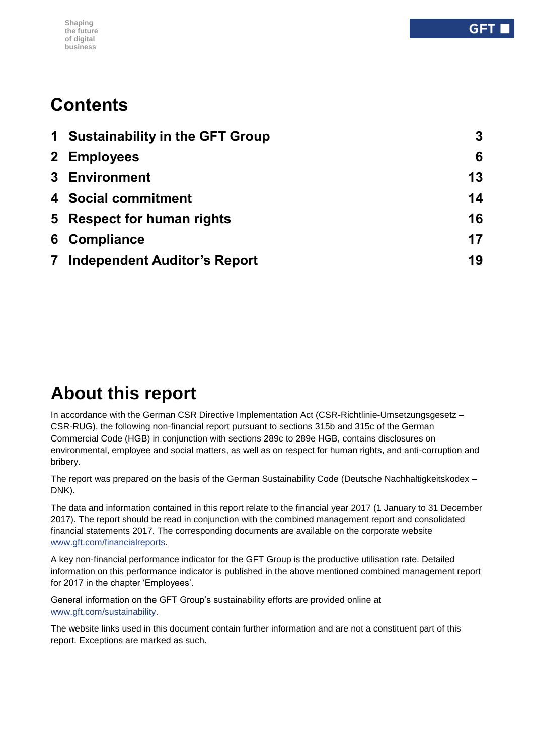# Contents

| | | |
|---|---|---|
| 1 | Sustainability in the GFT Group | 3 |
| 2 | Employees | 6 |
| 3 | Environment | 13 |
| 4 | Social commitment | 14 |
| 5 | Respect for human rights | 16 |
| 6 | Compliance | 17 |
| 7 | Independent Auditor's Report | 19 |

# About this report

In accordance with the German CSR Directive Implementation Act (CSR-Richtlinie-Umsetzungsgesetz – CSR-RUG), the following non-financial report pursuant to sections 315b and 315c of the German Commercial Code (HGB) in conjunction with sections 289c to 289e HGB, contains disclosures on environmental, employee and social matters, as well as on respect for human rights, and anti-corruption and bribery.

The report was prepared on the basis of the German Sustainability Code (Deutsche Nachhaltigkeitskodex – DNK).

The data and information contained in this report relate to the financial year 2017 (1 January to 31 December 2017). The report should be read in conjunction with the combined management report and consolidated financial statements 2017. The corresponding documents are available on the corporate website www.gft.com/financialreports.

A key non-financial performance indicator for the GFT Group is the productive utilisation rate. Detailed information on this performance indicator is published in the above mentioned combined management report for 2017 in the chapter 'Employees'.

General information on the GFT Group's sustainability efforts are provided online at www.gft.com/sustainability.

The website links used in this document contain further information and are not a constituent part of this report. Exceptions are marked as such.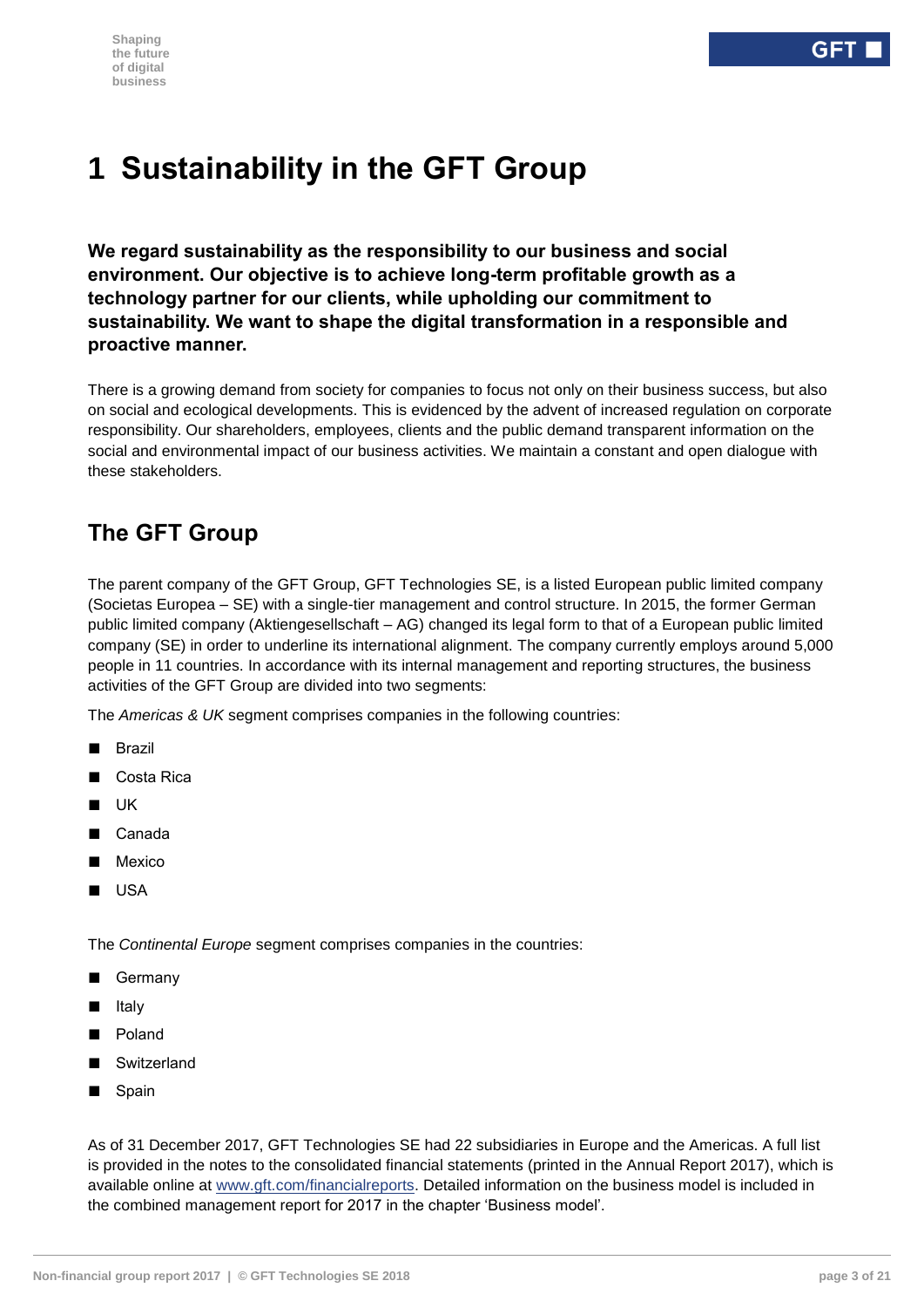# 1 Sustainability in the GFT Group

**We regard sustainability as the responsibility to our business and social environment. Our objective is to achieve long-term profitable growth as a technology partner for our clients, while upholding our commitment to sustainability. We want to shape the digital transformation in a responsible and proactive manner.**

There is a growing demand from society for companies to focus not only on their business success, but also on social and ecological developments. This is evidenced by the advent of increased regulation on corporate responsibility. Our shareholders, employees, clients and the public demand transparent information on the social and environmental impact of our business activities. We maintain a constant and open dialogue with these stakeholders.

## The GFT Group

The parent company of the GFT Group, GFT Technologies SE, is a listed European public limited company (Societas Europea – SE) with a single-tier management and control structure. In 2015, the former German public limited company (Aktiengesellschaft – AG) changed its legal form to that of a European public limited company (SE) in order to underline its international alignment. The company currently employs around 5,000 people in 11 countries. In accordance with its internal management and reporting structures, the business activities of the GFT Group are divided into two segments:

The *Americas & UK* segment comprises companies in the following countries:

- Brazil
- Costa Rica
- UK
- Canada
- Mexico
- USA

The *Continental Europe* segment comprises companies in the countries:

- Germany
- Italy
- Poland
- Switzerland
- Spain

As of 31 December 2017, GFT Technologies SE had 22 subsidiaries in Europe and the Americas. A full list is provided in the notes to the consolidated financial statements (printed in the Annual Report 2017), which is available online at www.gft.com/financialreports. Detailed information on the business model is included in the combined management report for 2017 in the chapter 'Business model'.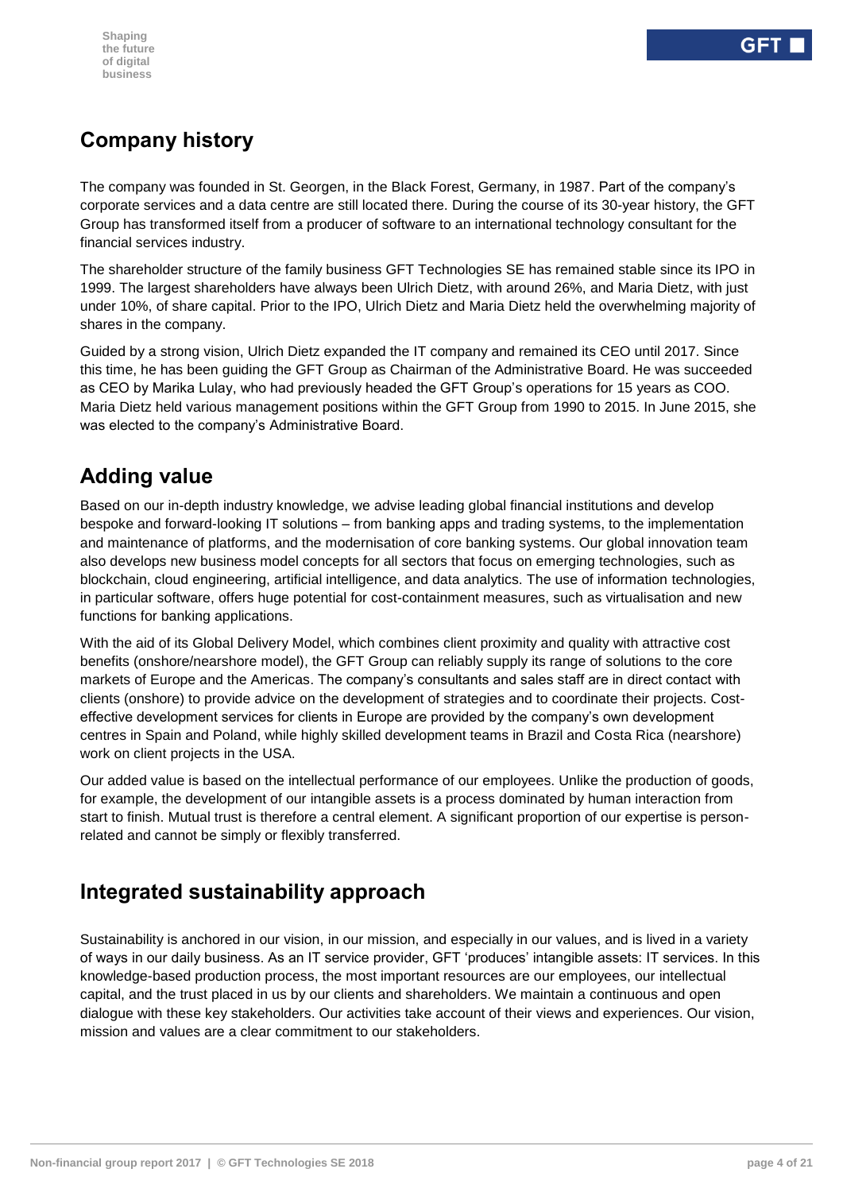## Company history

The company was founded in St. Georgen, in the Black Forest, Germany, in 1987. Part of the company's corporate services and a data centre are still located there. During the course of its 30-year history, the GFT Group has transformed itself from a producer of software to an international technology consultant for the financial services industry.

The shareholder structure of the family business GFT Technologies SE has remained stable since its IPO in 1999. The largest shareholders have always been Ulrich Dietz, with around 26%, and Maria Dietz, with just under 10%, of share capital. Prior to the IPO, Ulrich Dietz and Maria Dietz held the overwhelming majority of shares in the company.

Guided by a strong vision, Ulrich Dietz expanded the IT company and remained its CEO until 2017. Since this time, he has been guiding the GFT Group as Chairman of the Administrative Board. He was succeeded as CEO by Marika Lulay, who had previously headed the GFT Group's operations for 15 years as COO. Maria Dietz held various management positions within the GFT Group from 1990 to 2015. In June 2015, she was elected to the company's Administrative Board.

## Adding value

Based on our in-depth industry knowledge, we advise leading global financial institutions and develop bespoke and forward-looking IT solutions – from banking apps and trading systems, to the implementation and maintenance of platforms, and the modernisation of core banking systems. Our global innovation team also develops new business model concepts for all sectors that focus on emerging technologies, such as blockchain, cloud engineering, artificial intelligence, and data analytics. The use of information technologies, in particular software, offers huge potential for cost-containment measures, such as virtualisation and new functions for banking applications.

With the aid of its Global Delivery Model, which combines client proximity and quality with attractive cost benefits (onshore/nearshore model), the GFT Group can reliably supply its range of solutions to the core markets of Europe and the Americas. The company's consultants and sales staff are in direct contact with clients (onshore) to provide advice on the development of strategies and to coordinate their projects. Cost-effective development services for clients in Europe are provided by the company's own development centres in Spain and Poland, while highly skilled development teams in Brazil and Costa Rica (nearshore) work on client projects in the USA.

Our added value is based on the intellectual performance of our employees. Unlike the production of goods, for example, the development of our intangible assets is a process dominated by human interaction from start to finish. Mutual trust is therefore a central element. A significant proportion of our expertise is person-related and cannot be simply or flexibly transferred.

## Integrated sustainability approach

Sustainability is anchored in our vision, in our mission, and especially in our values, and is lived in a variety of ways in our daily business. As an IT service provider, GFT 'produces' intangible assets: IT services. In this knowledge-based production process, the most important resources are our employees, our intellectual capital, and the trust placed in us by our clients and shareholders. We maintain a continuous and open dialogue with these key stakeholders. Our activities take account of their views and experiences. Our vision, mission and values are a clear commitment to our stakeholders.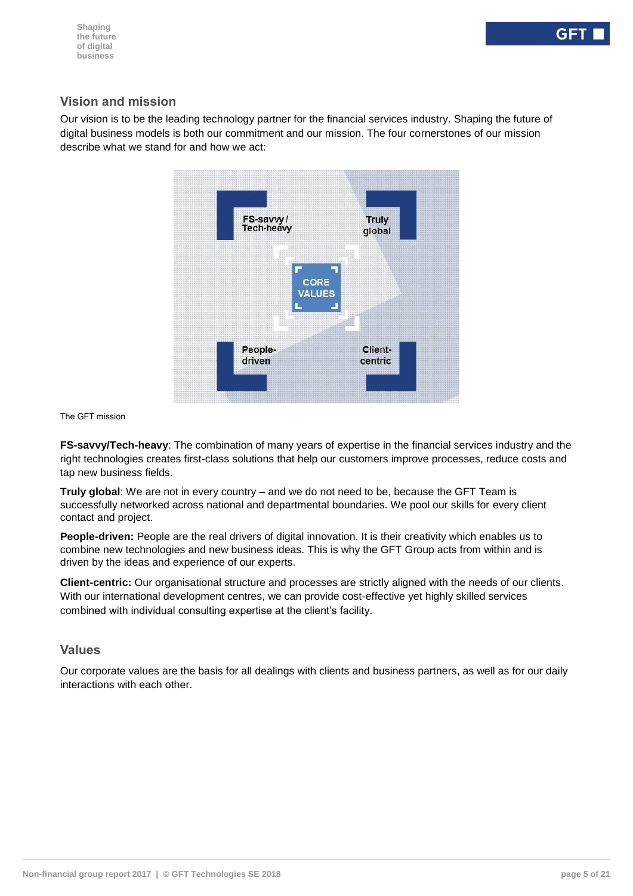## Vision and mission

Our vision is to be the leading technology partner for the financial services industry. Shaping the future of digital business models is both our commitment and our mission. The four cornerstones of our mission describe what we stand for and how we act:

FS-savvy / Tech-heavy

Truly global

CORE VALUES

People-driven

Client-centric

The GFT mission

**FS-savvy/Tech-heavy**: The combination of many years of expertise in the financial services industry and the right technologies creates first-class solutions that help our customers improve processes, reduce costs and tap new business fields.

**Truly global**: We are not in every country – and we do not need to be, because the GFT Team is successfully networked across national and departmental boundaries. We pool our skills for every client contact and project.

**People-driven:** People are the real drivers of digital innovation. It is their creativity which enables us to combine new technologies and new business ideas. This is why the GFT Group acts from within and is driven by the ideas and experience of our experts.

**Client-centric:** Our organisational structure and processes are strictly aligned with the needs of our clients. With our international development centres, we can provide cost-effective yet highly skilled services combined with individual consulting expertise at the client's facility.

## Values

Our corporate values are the basis for all dealings with clients and business partners, as well as for our daily interactions with each other.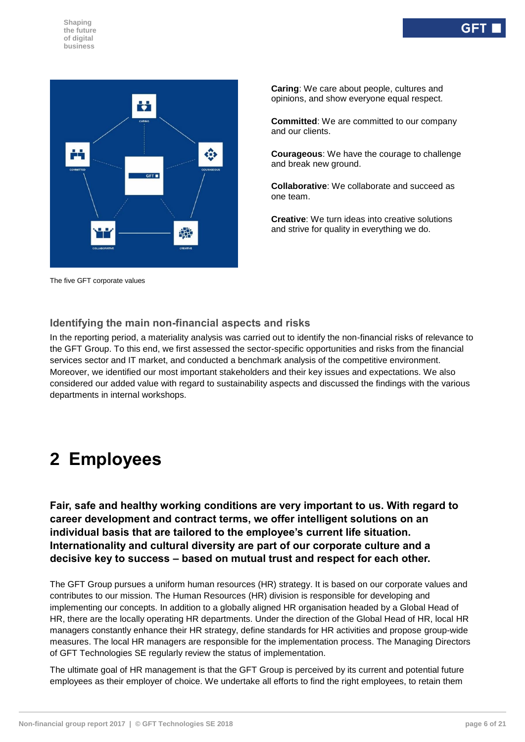**Caring**: We care about people, cultures and opinions, and show everyone equal respect.

**Committed**: We are committed to our company and our clients.

**Courageous**: We have the courage to challenge and break new ground.

**Collaborative**: We collaborate and succeed as one team.

**Creative**: We turn ideas into creative solutions and strive for quality in everything we do.

The five GFT corporate values

### Identifying the main non-financial aspects and risks

In the reporting period, a materiality analysis was carried out to identify the non-financial risks of relevance to the GFT Group. To this end, we first assessed the sector-specific opportunities and risks from the financial services sector and IT market, and conducted a benchmark analysis of the competitive environment. Moreover, we identified our most important stakeholders and their key issues and expectations. We also considered our added value with regard to sustainability aspects and discussed the findings with the various departments in internal workshops.

# 2 Employees

**Fair, safe and healthy working conditions are very important to us. With regard to career development and contract terms, we offer intelligent solutions on an individual basis that are tailored to the employee's current life situation. Internationality and cultural diversity are part of our corporate culture and a decisive key to success – based on mutual trust and respect for each other.**

The GFT Group pursues a uniform human resources (HR) strategy. It is based on our corporate values and contributes to our mission. The Human Resources (HR) division is responsible for developing and implementing our concepts. In addition to a globally aligned HR organisation headed by a Global Head of HR, there are the locally operating HR departments. Under the direction of the Global Head of HR, local HR managers constantly enhance their HR strategy, define standards for HR activities and propose group-wide measures. The local HR managers are responsible for the implementation process. The Managing Directors of GFT Technologies SE regularly review the status of implementation.

The ultimate goal of HR management is that the GFT Group is perceived by its current and potential future employees as their employer of choice. We undertake all efforts to find the right employees, to retain them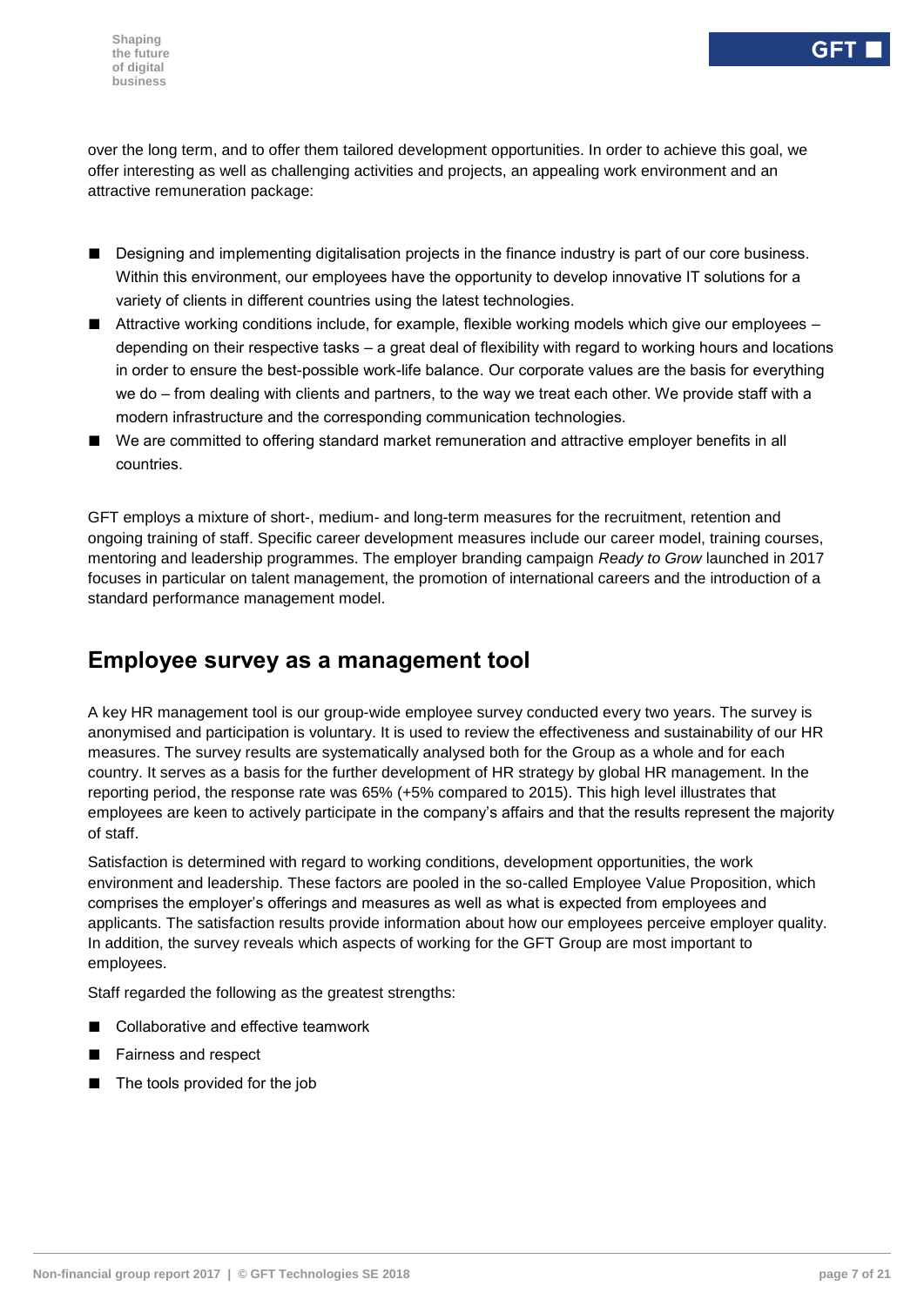over the long term, and to offer them tailored development opportunities. In order to achieve this goal, we offer interesting as well as challenging activities and projects, an appealing work environment and an attractive remuneration package:

- Designing and implementing digitalisation projects in the finance industry is part of our core business. Within this environment, our employees have the opportunity to develop innovative IT solutions for a variety of clients in different countries using the latest technologies.
- Attractive working conditions include, for example, flexible working models which give our employees – depending on their respective tasks – a great deal of flexibility with regard to working hours and locations in order to ensure the best-possible work-life balance. Our corporate values are the basis for everything we do – from dealing with clients and partners, to the way we treat each other. We provide staff with a modern infrastructure and the corresponding communication technologies.
- We are committed to offering standard market remuneration and attractive employer benefits in all countries.

GFT employs a mixture of short-, medium- and long-term measures for the recruitment, retention and ongoing training of staff. Specific career development measures include our career model, training courses, mentoring and leadership programmes. The employer branding campaign *Ready to Grow* launched in 2017 focuses in particular on talent management, the promotion of international careers and the introduction of a standard performance management model.

## Employee survey as a management tool

A key HR management tool is our group-wide employee survey conducted every two years. The survey is anonymised and participation is voluntary. It is used to review the effectiveness and sustainability of our HR measures. The survey results are systematically analysed both for the Group as a whole and for each country. It serves as a basis for the further development of HR strategy by global HR management. In the reporting period, the response rate was 65% (+5% compared to 2015). This high level illustrates that employees are keen to actively participate in the company's affairs and that the results represent the majority of staff.

Satisfaction is determined with regard to working conditions, development opportunities, the work environment and leadership. These factors are pooled in the so-called Employee Value Proposition, which comprises the employer's offerings and measures as well as what is expected from employees and applicants. The satisfaction results provide information about how our employees perceive employer quality. In addition, the survey reveals which aspects of working for the GFT Group are most important to employees.

Staff regarded the following as the greatest strengths:

- Collaborative and effective teamwork
- Fairness and respect
- The tools provided for the job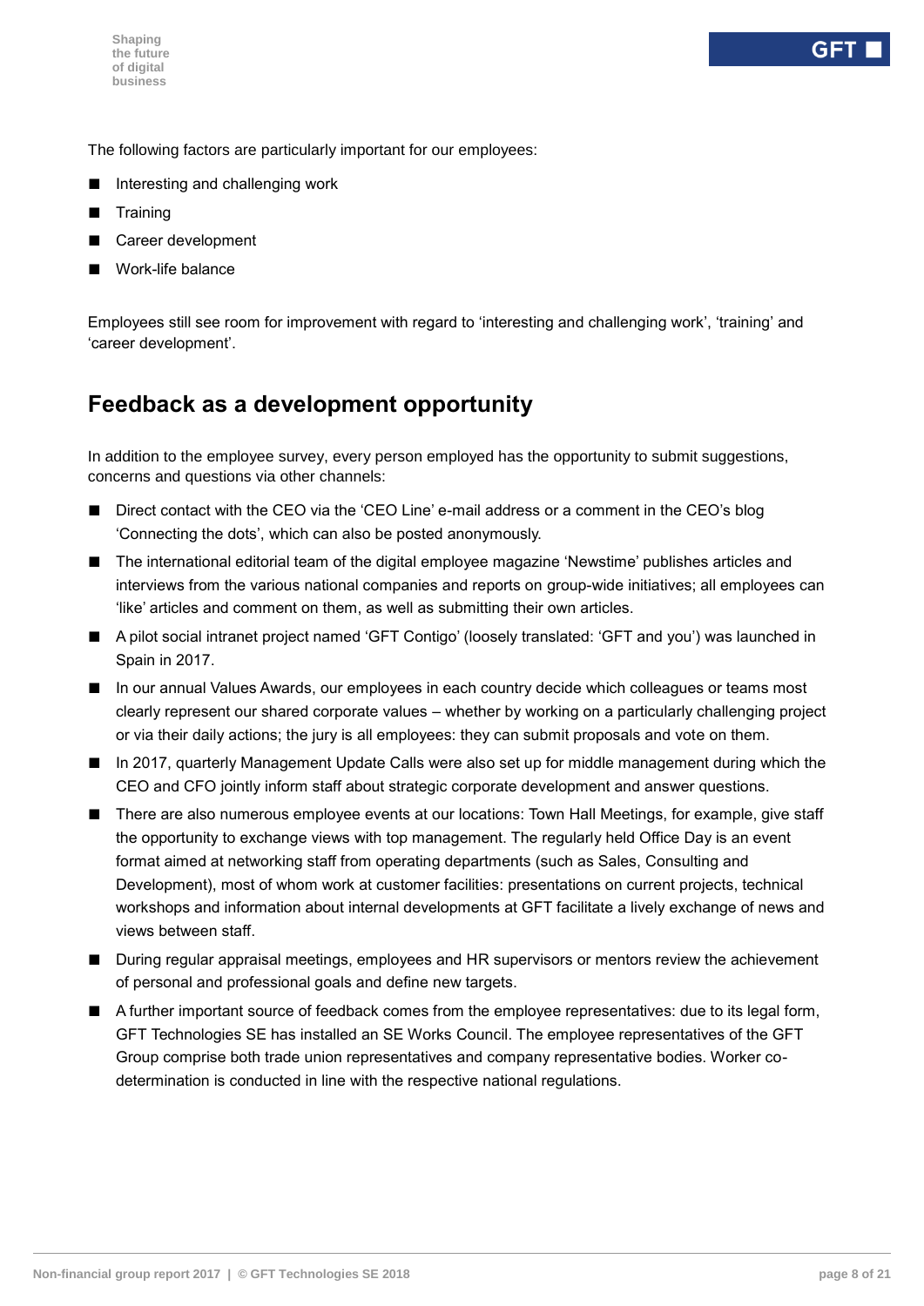The following factors are particularly important for our employees:

- Interesting and challenging work
- Training
- Career development
- Work-life balance

Employees still see room for improvement with regard to 'interesting and challenging work', 'training' and 'career development'.

## Feedback as a development opportunity

In addition to the employee survey, every person employed has the opportunity to submit suggestions, concerns and questions via other channels:

- Direct contact with the CEO via the 'CEO Line' e-mail address or a comment in the CEO's blog 'Connecting the dots', which can also be posted anonymously.
- The international editorial team of the digital employee magazine 'Newstime' publishes articles and interviews from the various national companies and reports on group-wide initiatives; all employees can 'like' articles and comment on them, as well as submitting their own articles.
- A pilot social intranet project named 'GFT Contigo' (loosely translated: 'GFT and you') was launched in Spain in 2017.
- In our annual Values Awards, our employees in each country decide which colleagues or teams most clearly represent our shared corporate values – whether by working on a particularly challenging project or via their daily actions; the jury is all employees: they can submit proposals and vote on them.
- In 2017, quarterly Management Update Calls were also set up for middle management during which the CEO and CFO jointly inform staff about strategic corporate development and answer questions.
- There are also numerous employee events at our locations: Town Hall Meetings, for example, give staff the opportunity to exchange views with top management. The regularly held Office Day is an event format aimed at networking staff from operating departments (such as Sales, Consulting and Development), most of whom work at customer facilities: presentations on current projects, technical workshops and information about internal developments at GFT facilitate a lively exchange of news and views between staff.
- During regular appraisal meetings, employees and HR supervisors or mentors review the achievement of personal and professional goals and define new targets.
- A further important source of feedback comes from the employee representatives: due to its legal form, GFT Technologies SE has installed an SE Works Council. The employee representatives of the GFT Group comprise both trade union representatives and company representative bodies. Worker co-determination is conducted in line with the respective national regulations.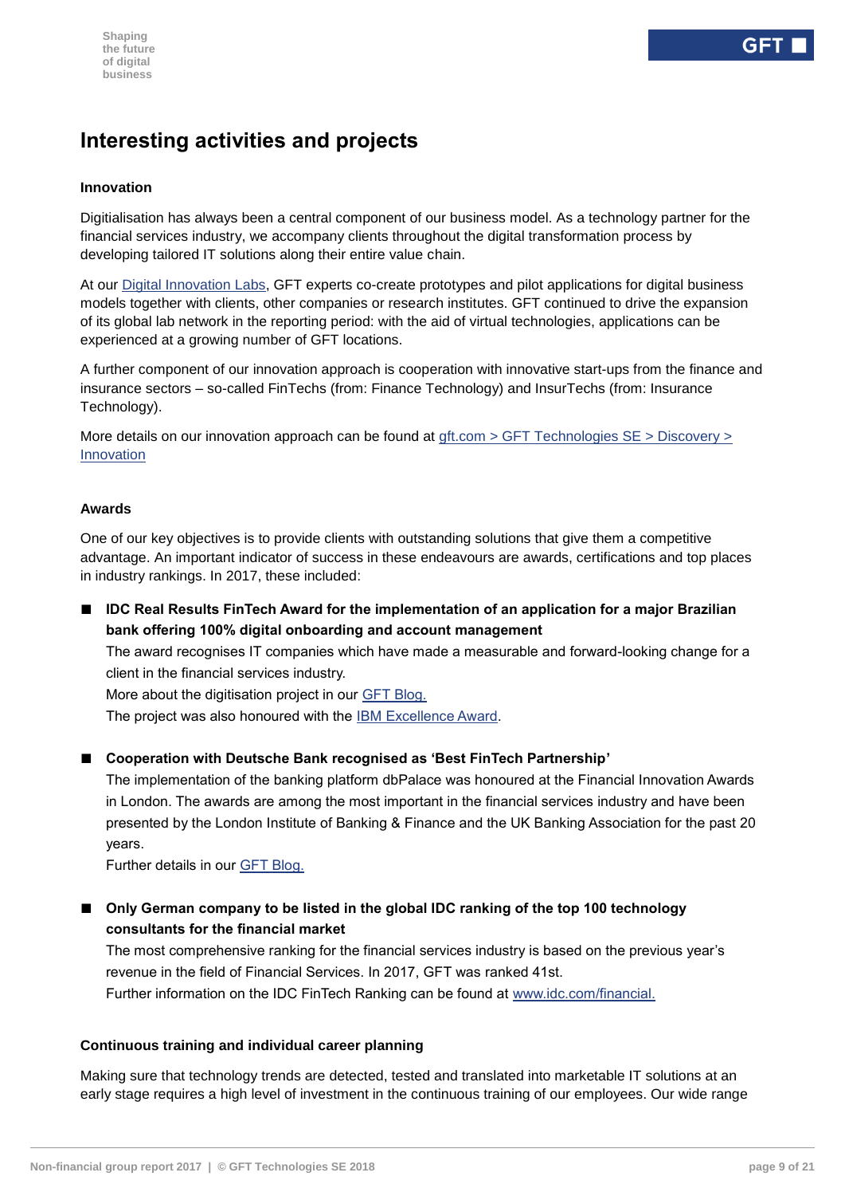# Interesting activities and projects

### Innovation

Digitialisation has always been a central component of our business model. As a technology partner for the financial services industry, we accompany clients throughout the digital transformation process by developing tailored IT solutions along their entire value chain.

At our Digital Innovation Labs, GFT experts co-create prototypes and pilot applications for digital business models together with clients, other companies or research institutes. GFT continued to drive the expansion of its global lab network in the reporting period: with the aid of virtual technologies, applications can be experienced at a growing number of GFT locations.

A further component of our innovation approach is cooperation with innovative start-ups from the finance and insurance sectors – so-called FinTechs (from: Finance Technology) and InsurTechs (from: Insurance Technology).

More details on our innovation approach can be found at gft.com > GFT Technologies SE > Discovery > Innovation

### Awards

One of our key objectives is to provide clients with outstanding solutions that give them a competitive advantage. An important indicator of success in these endeavours are awards, certifications and top places in industry rankings. In 2017, these included:

- **IDC Real Results FinTech Award for the implementation of an application for a major Brazilian bank offering 100% digital onboarding and account management**
  The award recognises IT companies which have made a measurable and forward-looking change for a client in the financial services industry.
  More about the digitisation project in our GFT Blog.
  The project was also honoured with the IBM Excellence Award.

- **Cooperation with Deutsche Bank recognised as 'Best FinTech Partnership'**
  The implementation of the banking platform dbPalace was honoured at the Financial Innovation Awards in London. The awards are among the most important in the financial services industry and have been presented by the London Institute of Banking & Finance and the UK Banking Association for the past 20 years.
  Further details in our GFT Blog.

- **Only German company to be listed in the global IDC ranking of the top 100 technology consultants for the financial market**
  The most comprehensive ranking for the financial services industry is based on the previous year's revenue in the field of Financial Services. In 2017, GFT was ranked 41st.
  Further information on the IDC FinTech Ranking can be found at www.idc.com/financial.

### Continuous training and individual career planning

Making sure that technology trends are detected, tested and translated into marketable IT solutions at an early stage requires a high level of investment in the continuous training of our employees. Our wide range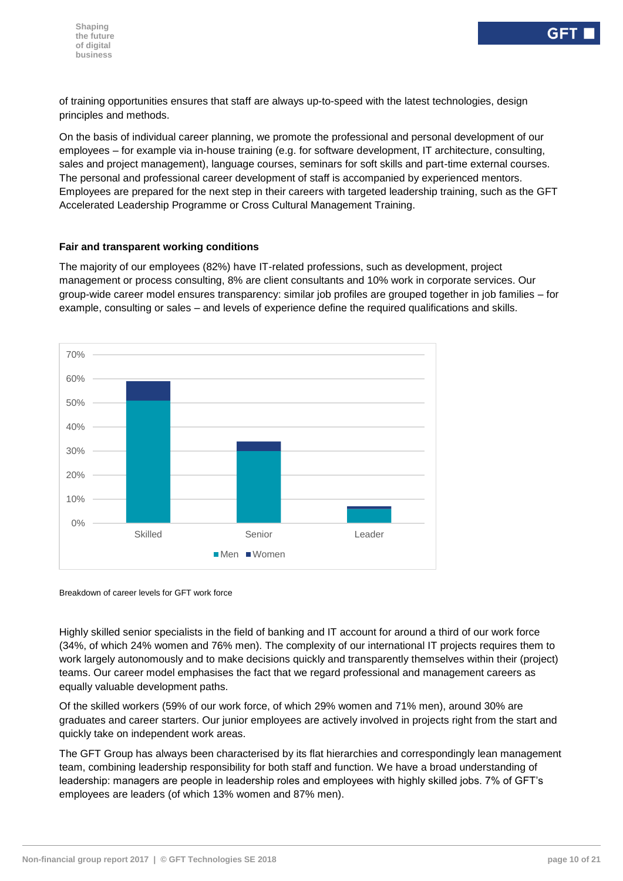of training opportunities ensures that staff are always up-to-speed with the latest technologies, design principles and methods.

On the basis of individual career planning, we promote the professional and personal development of our employees – for example via in-house training (e.g. for software development, IT architecture, consulting, sales and project management), language courses, seminars for soft skills and part-time external courses. The personal and professional career development of staff is accompanied by experienced mentors. Employees are prepared for the next step in their careers with targeted leadership training, such as the GFT Accelerated Leadership Programme or Cross Cultural Management Training.

### Fair and transparent working conditions

The majority of our employees (82%) have IT-related professions, such as development, project management or process consulting, 8% are client consultants and 10% work in corporate services. Our group-wide career model ensures transparency: similar job profiles are grouped together in job families – for example, consulting or sales – and levels of experience define the required qualifications and skills.

Breakdown of career levels for GFT work force

Highly skilled senior specialists in the field of banking and IT account for around a third of our work force (34%, of which 24% women and 76% men). The complexity of our international IT projects requires them to work largely autonomously and to make decisions quickly and transparently themselves within their (project) teams. Our career model emphasises the fact that we regard professional and management careers as equally valuable development paths.

Of the skilled workers (59% of our work force, of which 29% women and 71% men), around 30% are graduates and career starters. Our junior employees are actively involved in projects right from the start and quickly take on independent work areas.

The GFT Group has always been characterised by its flat hierarchies and correspondingly lean management team, combining leadership responsibility for both staff and function. We have a broad understanding of leadership: managers are people in leadership roles and employees with highly skilled jobs. 7% of GFT's employees are leaders (of which 13% women and 87% men).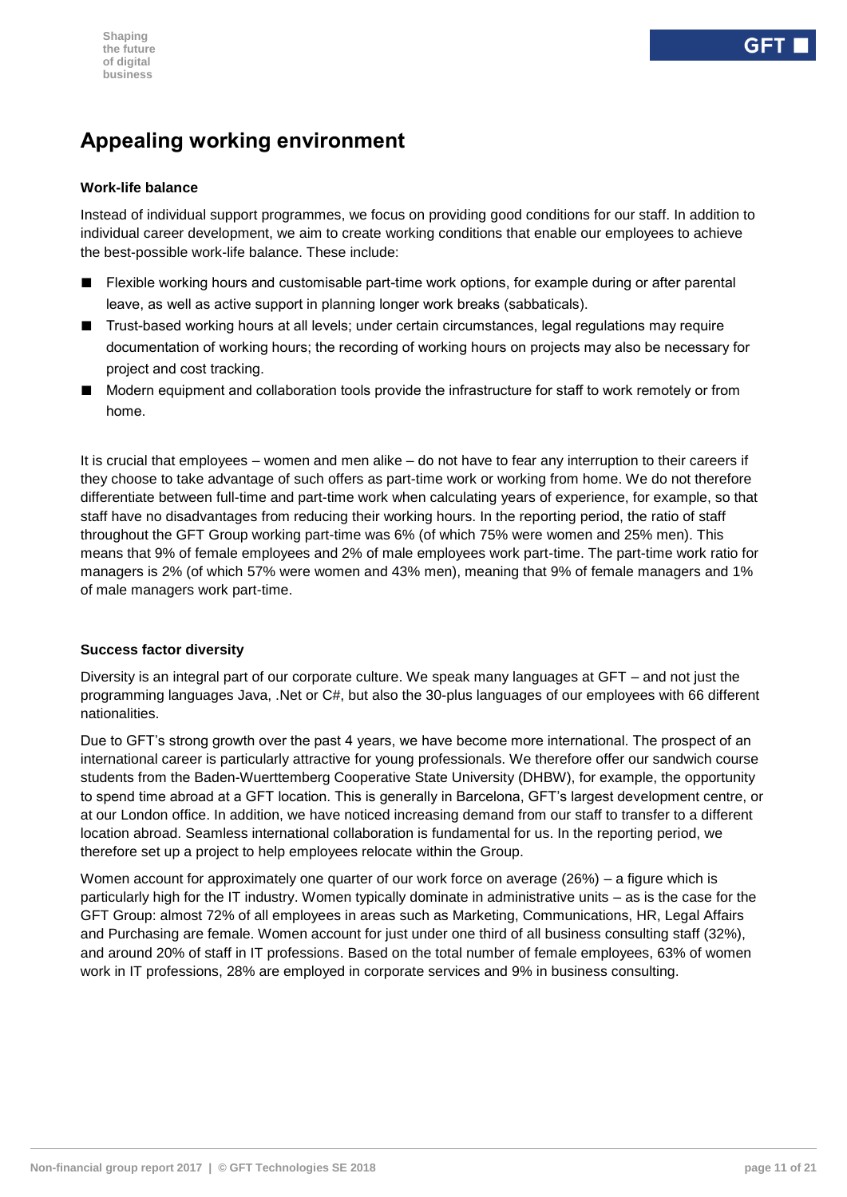# Appealing working environment

**Work-life balance**

Instead of individual support programmes, we focus on providing good conditions for our staff. In addition to individual career development, we aim to create working conditions that enable our employees to achieve the best-possible work-life balance. These include:

- Flexible working hours and customisable part-time work options, for example during or after parental leave, as well as active support in planning longer work breaks (sabbaticals).
- Trust-based working hours at all levels; under certain circumstances, legal regulations may require documentation of working hours; the recording of working hours on projects may also be necessary for project and cost tracking.
- Modern equipment and collaboration tools provide the infrastructure for staff to work remotely or from home.

It is crucial that employees – women and men alike – do not have to fear any interruption to their careers if they choose to take advantage of such offers as part-time work or working from home. We do not therefore differentiate between full-time and part-time work when calculating years of experience, for example, so that staff have no disadvantages from reducing their working hours. In the reporting period, the ratio of staff throughout the GFT Group working part-time was 6% (of which 75% were women and 25% men). This means that 9% of female employees and 2% of male employees work part-time. The part-time work ratio for managers is 2% (of which 57% were women and 43% men), meaning that 9% of female managers and 1% of male managers work part-time.

**Success factor diversity**

Diversity is an integral part of our corporate culture. We speak many languages at GFT – and not just the programming languages Java, .Net or C#, but also the 30-plus languages of our employees with 66 different nationalities.

Due to GFT's strong growth over the past 4 years, we have become more international. The prospect of an international career is particularly attractive for young professionals. We therefore offer our sandwich course students from the Baden-Wuerttemberg Cooperative State University (DHBW), for example, the opportunity to spend time abroad at a GFT location. This is generally in Barcelona, GFT's largest development centre, or at our London office. In addition, we have noticed increasing demand from our staff to transfer to a different location abroad. Seamless international collaboration is fundamental for us. In the reporting period, we therefore set up a project to help employees relocate within the Group.

Women account for approximately one quarter of our work force on average (26%) – a figure which is particularly high for the IT industry. Women typically dominate in administrative units – as is the case for the GFT Group: almost 72% of all employees in areas such as Marketing, Communications, HR, Legal Affairs and Purchasing are female. Women account for just under one third of all business consulting staff (32%), and around 20% of staff in IT professions. Based on the total number of female employees, 63% of women work in IT professions, 28% are employed in corporate services and 9% in business consulting.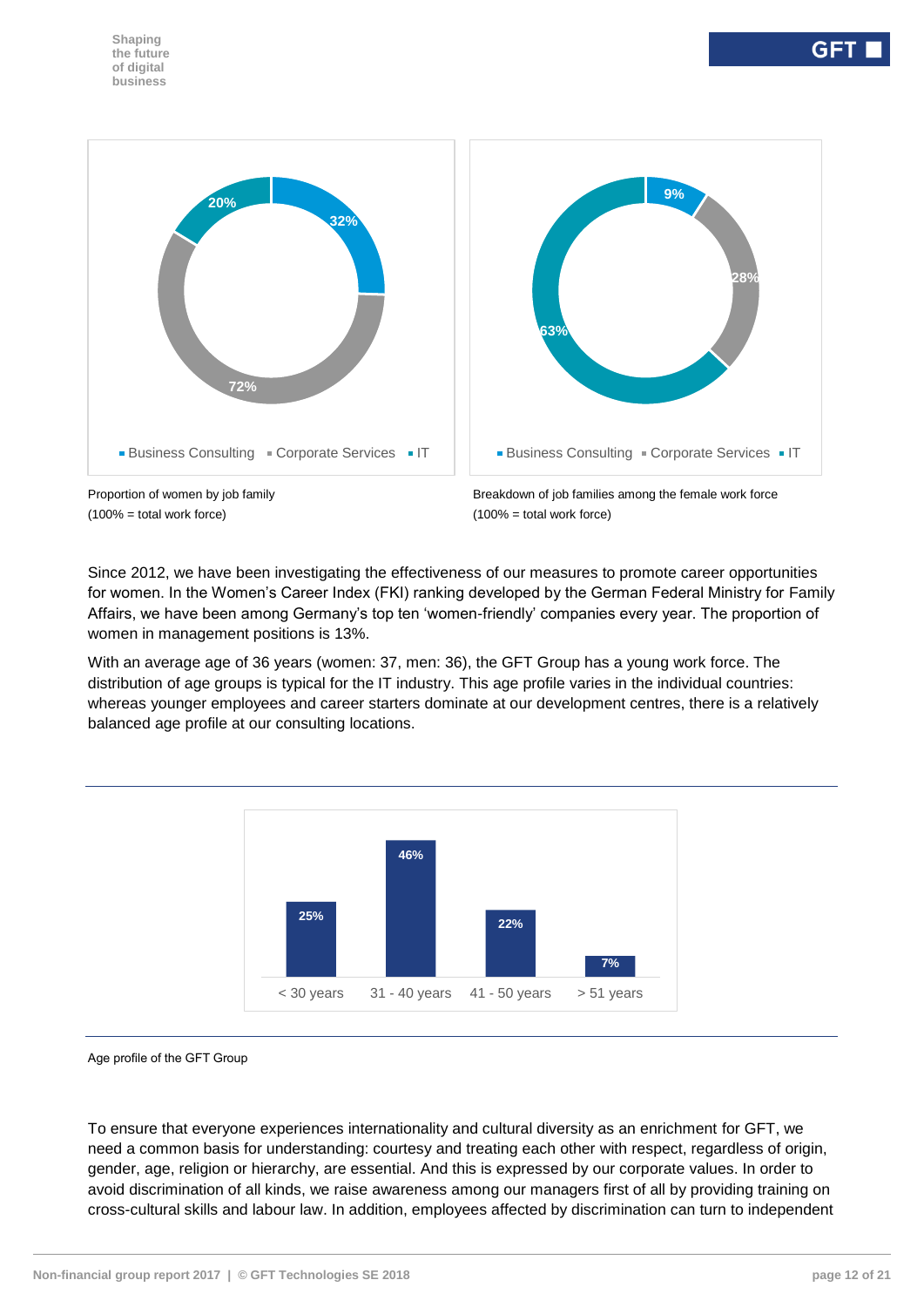| Proportion of women by job family | |
| --- | --- |
| Business Consulting | 32% |
| Corporate Services | 72% |
| IT | 20% |

Proportion of women by job family
(100% = total work force)

| Breakdown of job families among the female work force | |
| --- | --- |
| Business Consulting | 9% |
| Corporate Services | 28% |
| IT | 63% |

Breakdown of job families among the female work force
(100% = total work force)

Since 2012, we have been investigating the effectiveness of our measures to promote career opportunities for women. In the Women's Career Index (FKI) ranking developed by the German Federal Ministry for Family Affairs, we have been among Germany's top ten 'women-friendly' companies every year. The proportion of women in management positions is 13%.

With an average age of 36 years (women: 37, men: 36), the GFT Group has a young work force. The distribution of age groups is typical for the IT industry. This age profile varies in the individual countries: whereas younger employees and career starters dominate at our development centres, there is a relatively balanced age profile at our consulting locations.

| < 30 years | 31 - 40 years | 41 - 50 years | > 51 years |
| --- | --- | --- | --- |
| 25% | 46% | 22% | 7% |

Age profile of the GFT Group

To ensure that everyone experiences internationality and cultural diversity as an enrichment for GFT, we need a common basis for understanding: courtesy and treating each other with respect, regardless of origin, gender, age, religion or hierarchy, are essential. And this is expressed by our corporate values. In order to avoid discrimination of all kinds, we raise awareness among our managers first of all by providing training on cross-cultural skills and labour law. In addition, employees affected by discrimination can turn to independent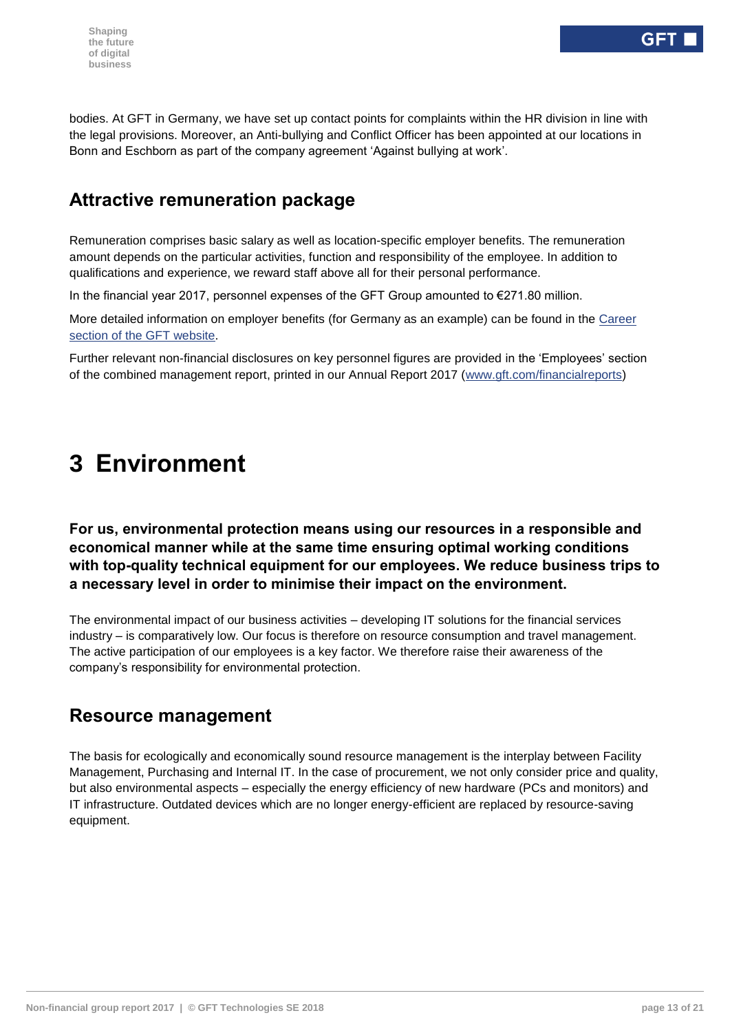bodies. At GFT in Germany, we have set up contact points for complaints within the HR division in line with the legal provisions. Moreover, an Anti-bullying and Conflict Officer has been appointed at our locations in Bonn and Eschborn as part of the company agreement 'Against bullying at work'.

## Attractive remuneration package

Remuneration comprises basic salary as well as location-specific employer benefits. The remuneration amount depends on the particular activities, function and responsibility of the employee. In addition to qualifications and experience, we reward staff above all for their personal performance.

In the financial year 2017, personnel expenses of the GFT Group amounted to €271.80 million.

More detailed information on employer benefits (for Germany as an example) can be found in the Career section of the GFT website.

Further relevant non-financial disclosures on key personnel figures are provided in the 'Employees' section of the combined management report, printed in our Annual Report 2017 (www.gft.com/financialreports)

# 3 Environment

**For us, environmental protection means using our resources in a responsible and economical manner while at the same time ensuring optimal working conditions with top-quality technical equipment for our employees. We reduce business trips to a necessary level in order to minimise their impact on the environment.**

The environmental impact of our business activities – developing IT solutions for the financial services industry – is comparatively low. Our focus is therefore on resource consumption and travel management. The active participation of our employees is a key factor. We therefore raise their awareness of the company's responsibility for environmental protection.

## Resource management

The basis for ecologically and economically sound resource management is the interplay between Facility Management, Purchasing and Internal IT. In the case of procurement, we not only consider price and quality, but also environmental aspects – especially the energy efficiency of new hardware (PCs and monitors) and IT infrastructure. Outdated devices which are no longer energy-efficient are replaced by resource-saving equipment.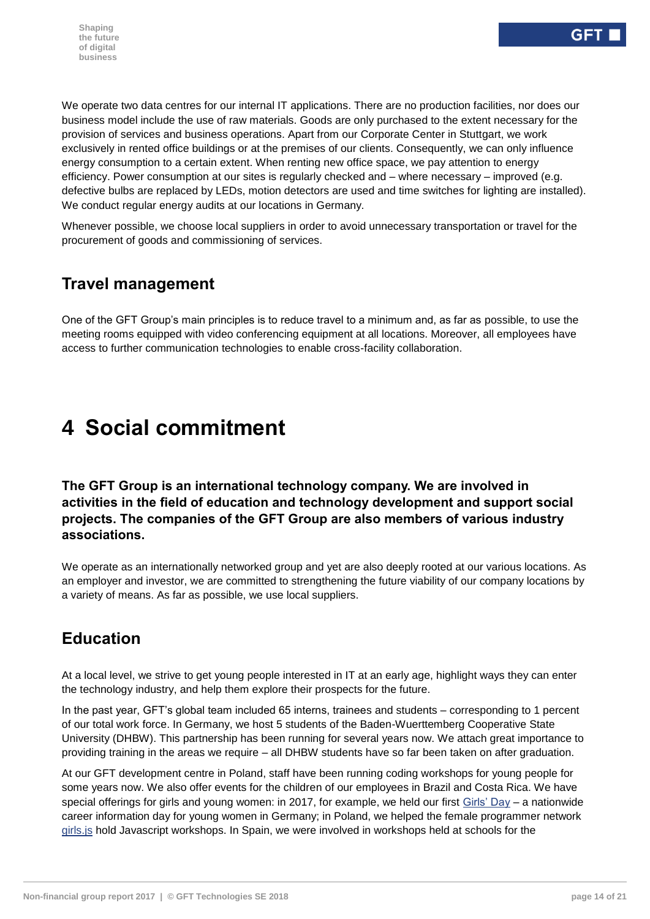We operate two data centres for our internal IT applications. There are no production facilities, nor does our business model include the use of raw materials. Goods are only purchased to the extent necessary for the provision of services and business operations. Apart from our Corporate Center in Stuttgart, we work exclusively in rented office buildings or at the premises of our clients. Consequently, we can only influence energy consumption to a certain extent. When renting new office space, we pay attention to energy efficiency. Power consumption at our sites is regularly checked and – where necessary – improved (e.g. defective bulbs are replaced by LEDs, motion detectors are used and time switches for lighting are installed). We conduct regular energy audits at our locations in Germany.

Whenever possible, we choose local suppliers in order to avoid unnecessary transportation or travel for the procurement of goods and commissioning of services.

## Travel management

One of the GFT Group's main principles is to reduce travel to a minimum and, as far as possible, to use the meeting rooms equipped with video conferencing equipment at all locations. Moreover, all employees have access to further communication technologies to enable cross-facility collaboration.

# 4 Social commitment

**The GFT Group is an international technology company. We are involved in activities in the field of education and technology development and support social projects. The companies of the GFT Group are also members of various industry associations.**

We operate as an internationally networked group and yet are also deeply rooted at our various locations. As an employer and investor, we are committed to strengthening the future viability of our company locations by a variety of means. As far as possible, we use local suppliers.

## Education

At a local level, we strive to get young people interested in IT at an early age, highlight ways they can enter the technology industry, and help them explore their prospects for the future.

In the past year, GFT's global team included 65 interns, trainees and students – corresponding to 1 percent of our total work force. In Germany, we host 5 students of the Baden-Wuerttemberg Cooperative State University (DHBW). This partnership has been running for several years now. We attach great importance to providing training in the areas we require – all DHBW students have so far been taken on after graduation.

At our GFT development centre in Poland, staff have been running coding workshops for young people for some years now. We also offer events for the children of our employees in Brazil and Costa Rica. We have special offerings for girls and young women: in 2017, for example, we held our first Girls' Day – a nationwide career information day for young women in Germany; in Poland, we helped the female programmer network girls.js hold Javascript workshops. In Spain, we were involved in workshops held at schools for the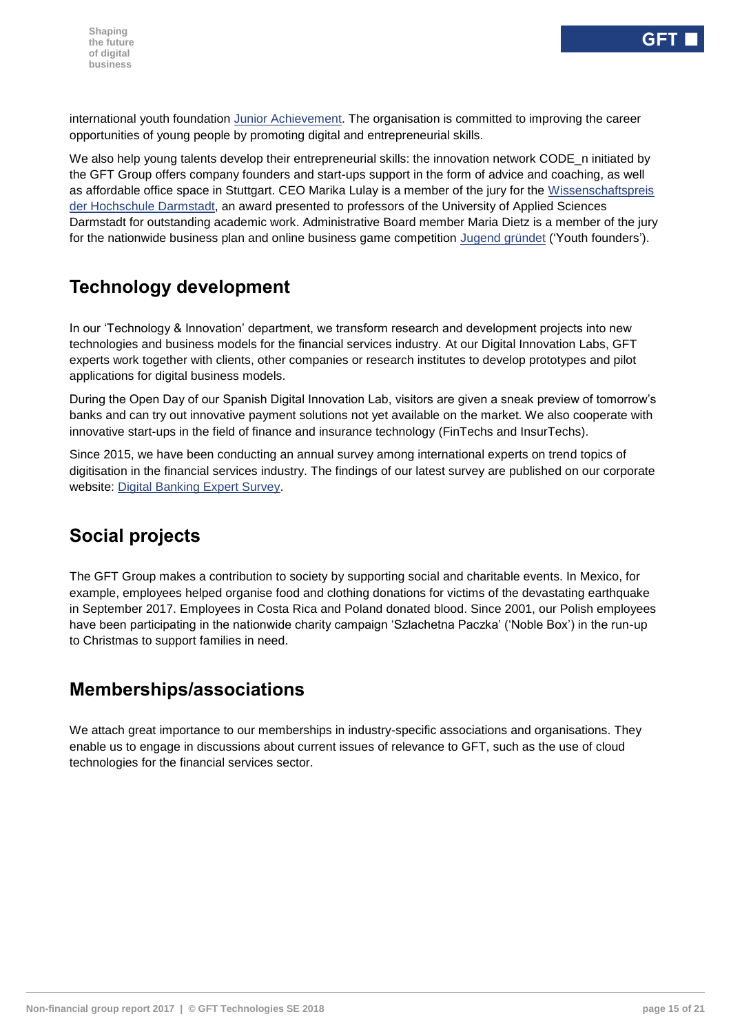international youth foundation Junior Achievement. The organisation is committed to improving the career opportunities of young people by promoting digital and entrepreneurial skills.

We also help young talents develop their entrepreneurial skills: the innovation network CODE_n initiated by the GFT Group offers company founders and start-ups support in the form of advice and coaching, as well as affordable office space in Stuttgart. CEO Marika Lulay is a member of the jury for the Wissenschaftspreis der Hochschule Darmstadt, an award presented to professors of the University of Applied Sciences Darmstadt for outstanding academic work. Administrative Board member Maria Dietz is a member of the jury for the nationwide business plan and online business game competition Jugend gründet ('Youth founders').

## Technology development

In our 'Technology & Innovation' department, we transform research and development projects into new technologies and business models for the financial services industry. At our Digital Innovation Labs, GFT experts work together with clients, other companies or research institutes to develop prototypes and pilot applications for digital business models.

During the Open Day of our Spanish Digital Innovation Lab, visitors are given a sneak preview of tomorrow's banks and can try out innovative payment solutions not yet available on the market. We also cooperate with innovative start-ups in the field of finance and insurance technology (FinTechs and InsurTechs).

Since 2015, we have been conducting an annual survey among international experts on trend topics of digitisation in the financial services industry. The findings of our latest survey are published on our corporate website: Digital Banking Expert Survey.

## Social projects

The GFT Group makes a contribution to society by supporting social and charitable events. In Mexico, for example, employees helped organise food and clothing donations for victims of the devastating earthquake in September 2017. Employees in Costa Rica and Poland donated blood. Since 2001, our Polish employees have been participating in the nationwide charity campaign 'Szlachetna Paczka' ('Noble Box') in the run-up to Christmas to support families in need.

## Memberships/associations

We attach great importance to our memberships in industry-specific associations and organisations. They enable us to engage in discussions about current issues of relevance to GFT, such as the use of cloud technologies for the financial services sector.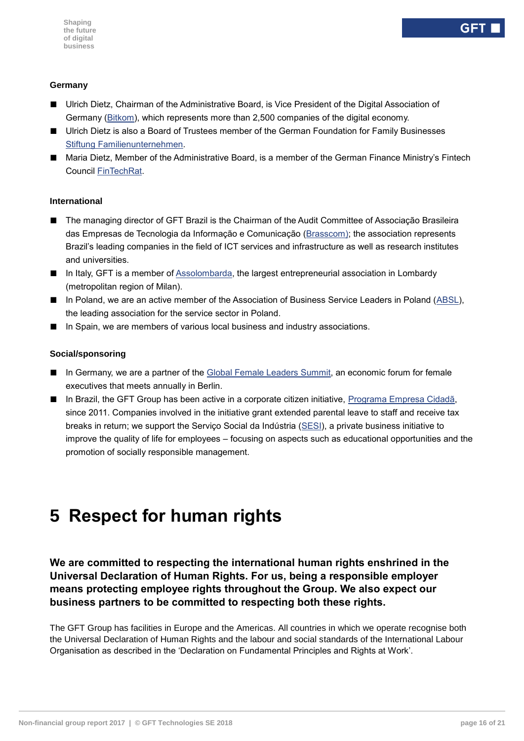### Germany

- Ulrich Dietz, Chairman of the Administrative Board, is Vice President of the Digital Association of Germany (Bitkom), which represents more than 2,500 companies of the digital economy.
- Ulrich Dietz is also a Board of Trustees member of the German Foundation for Family Businesses Stiftung Familienunternehmen.
- Maria Dietz, Member of the Administrative Board, is a member of the German Finance Ministry's Fintech Council FinTechRat.

### International

- The managing director of GFT Brazil is the Chairman of the Audit Committee of Associação Brasileira das Empresas de Tecnologia da Informação e Comunicação (Brasscom); the association represents Brazil's leading companies in the field of ICT services and infrastructure as well as research institutes and universities.
- In Italy, GFT is a member of Assolombarda, the largest entrepreneurial association in Lombardy (metropolitan region of Milan).
- In Poland, we are an active member of the Association of Business Service Leaders in Poland (ABSL), the leading association for the service sector in Poland.
- In Spain, we are members of various local business and industry associations.

### Social/sponsoring

- In Germany, we are a partner of the Global Female Leaders Summit, an economic forum for female executives that meets annually in Berlin.
- In Brazil, the GFT Group has been active in a corporate citizen initiative, Programa Empresa Cidadã, since 2011. Companies involved in the initiative grant extended parental leave to staff and receive tax breaks in return; we support the Serviço Social da Indústria (SESI), a private business initiative to improve the quality of life for employees – focusing on aspects such as educational opportunities and the promotion of socially responsible management.

# 5 Respect for human rights

**We are committed to respecting the international human rights enshrined in the Universal Declaration of Human Rights. For us, being a responsible employer means protecting employee rights throughout the Group. We also expect our business partners to be committed to respecting both these rights.**

The GFT Group has facilities in Europe and the Americas. All countries in which we operate recognise both the Universal Declaration of Human Rights and the labour and social standards of the International Labour Organisation as described in the 'Declaration on Fundamental Principles and Rights at Work'.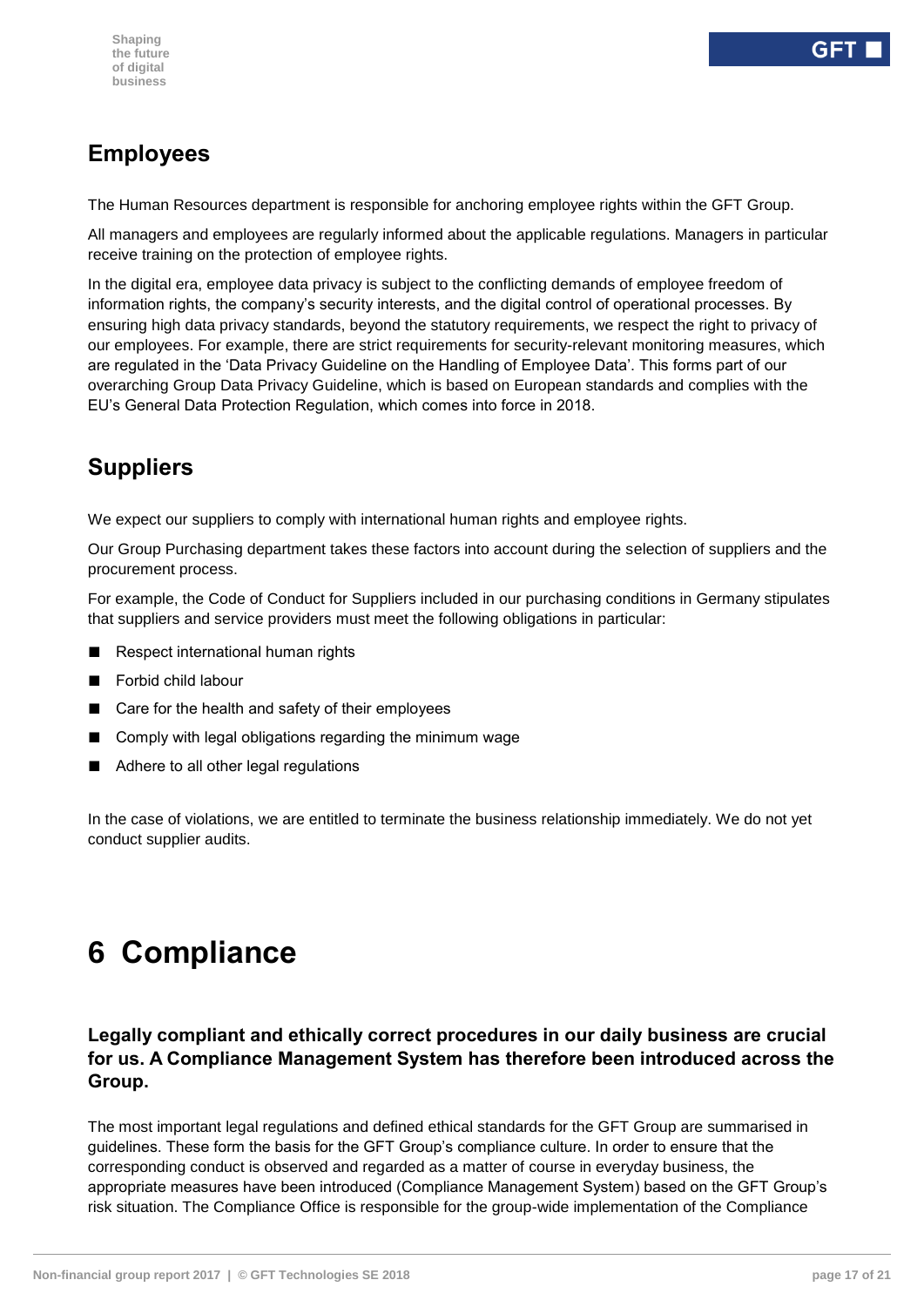## Employees

The Human Resources department is responsible for anchoring employee rights within the GFT Group.

All managers and employees are regularly informed about the applicable regulations. Managers in particular receive training on the protection of employee rights.

In the digital era, employee data privacy is subject to the conflicting demands of employee freedom of information rights, the company's security interests, and the digital control of operational processes. By ensuring high data privacy standards, beyond the statutory requirements, we respect the right to privacy of our employees. For example, there are strict requirements for security-relevant monitoring measures, which are regulated in the 'Data Privacy Guideline on the Handling of Employee Data'. This forms part of our overarching Group Data Privacy Guideline, which is based on European standards and complies with the EU's General Data Protection Regulation, which comes into force in 2018.

## Suppliers

We expect our suppliers to comply with international human rights and employee rights.

Our Group Purchasing department takes these factors into account during the selection of suppliers and the procurement process.

For example, the Code of Conduct for Suppliers included in our purchasing conditions in Germany stipulates that suppliers and service providers must meet the following obligations in particular:

- Respect international human rights
- Forbid child labour
- Care for the health and safety of their employees
- Comply with legal obligations regarding the minimum wage
- Adhere to all other legal regulations

In the case of violations, we are entitled to terminate the business relationship immediately. We do not yet conduct supplier audits.

# 6 Compliance

**Legally compliant and ethically correct procedures in our daily business are crucial for us. A Compliance Management System has therefore been introduced across the Group.**

The most important legal regulations and defined ethical standards for the GFT Group are summarised in guidelines. These form the basis for the GFT Group's compliance culture. In order to ensure that the corresponding conduct is observed and regarded as a matter of course in everyday business, the appropriate measures have been introduced (Compliance Management System) based on the GFT Group's risk situation. The Compliance Office is responsible for the group-wide implementation of the Compliance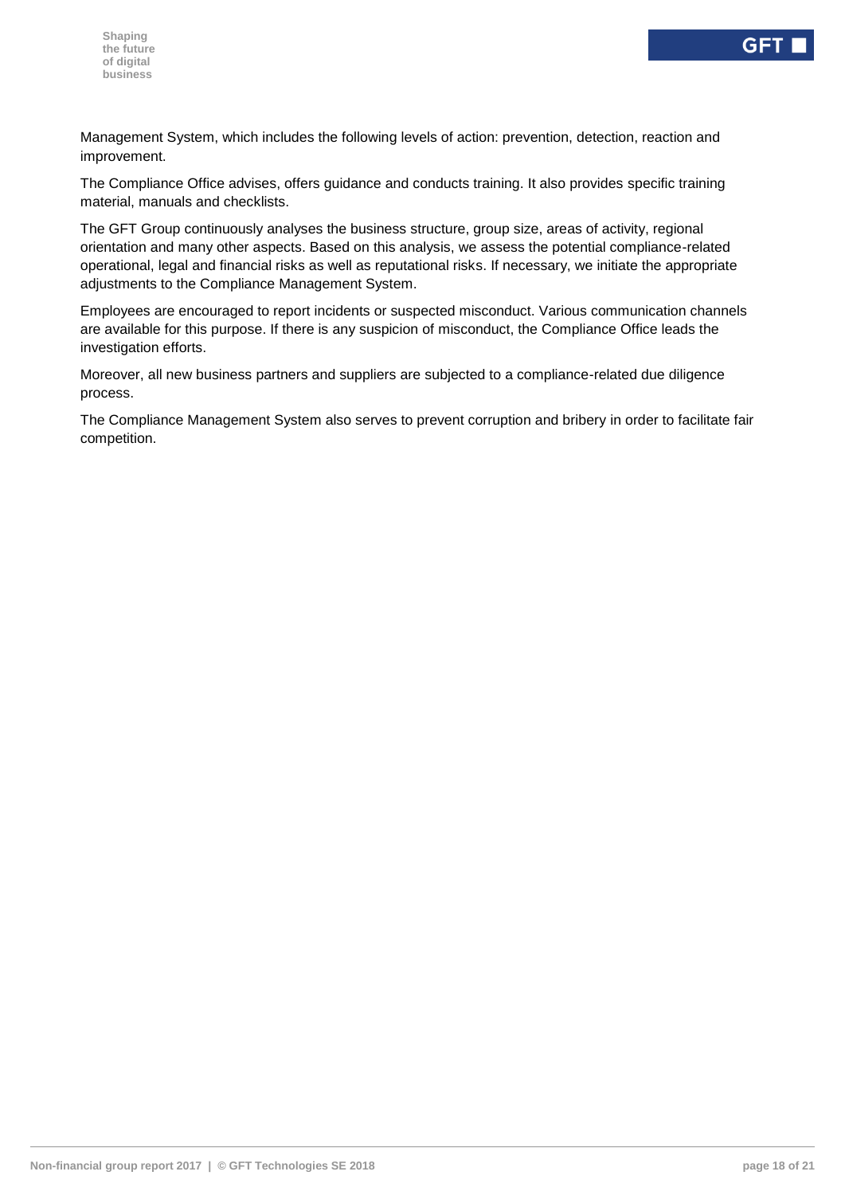Management System, which includes the following levels of action: prevention, detection, reaction and improvement.

The Compliance Office advises, offers guidance and conducts training. It also provides specific training material, manuals and checklists.

The GFT Group continuously analyses the business structure, group size, areas of activity, regional orientation and many other aspects. Based on this analysis, we assess the potential compliance-related operational, legal and financial risks as well as reputational risks. If necessary, we initiate the appropriate adjustments to the Compliance Management System.

Employees are encouraged to report incidents or suspected misconduct. Various communication channels are available for this purpose. If there is any suspicion of misconduct, the Compliance Office leads the investigation efforts.

Moreover, all new business partners and suppliers are subjected to a compliance-related due diligence process.

The Compliance Management System also serves to prevent corruption and bribery in order to facilitate fair competition.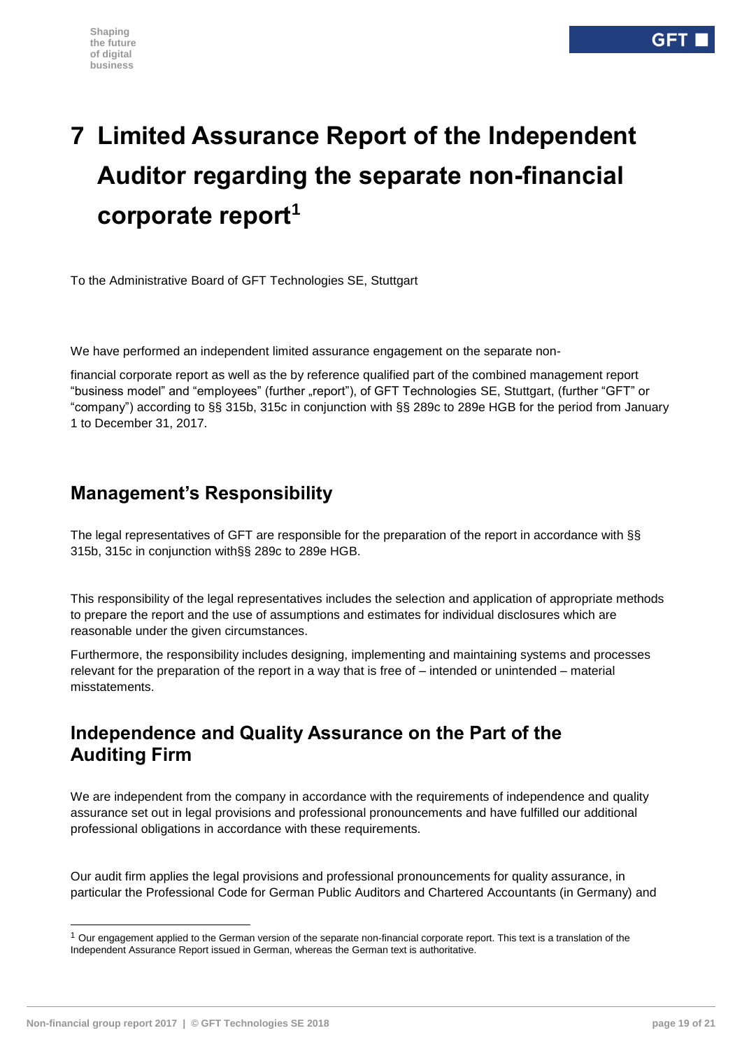# 7 Limited Assurance Report of the Independent Auditor regarding the separate non-financial corporate report[1]

To the Administrative Board of GFT Technologies SE, Stuttgart

We have performed an independent limited assurance engagement on the separate non-financial corporate report as well as the by reference qualified part of the combined management report "business model" and "employees" (further „report"), of GFT Technologies SE, Stuttgart, (further "GFT" or "company") according to §§ 315b, 315c in conjunction with §§ 289c to 289e HGB for the period from January 1 to December 31, 2017.

## Management's Responsibility

The legal representatives of GFT are responsible for the preparation of the report in accordance with §§ 315b, 315c in conjunction with§§ 289c to 289e HGB.

This responsibility of the legal representatives includes the selection and application of appropriate methods to prepare the report and the use of assumptions and estimates for individual disclosures which are reasonable under the given circumstances.

Furthermore, the responsibility includes designing, implementing and maintaining systems and processes relevant for the preparation of the report in a way that is free of – intended or unintended – material misstatements.

## Independence and Quality Assurance on the Part of the Auditing Firm

We are independent from the company in accordance with the requirements of independence and quality assurance set out in legal provisions and professional pronouncements and have fulfilled our additional professional obligations in accordance with these requirements.

Our audit firm applies the legal provisions and professional pronouncements for quality assurance, in particular the Professional Code for German Public Auditors and Chartered Accountants (in Germany) and

[1] Our engagement applied to the German version of the separate non-financial corporate report. This text is a translation of the Independent Assurance Report issued in German, whereas the German text is authoritative.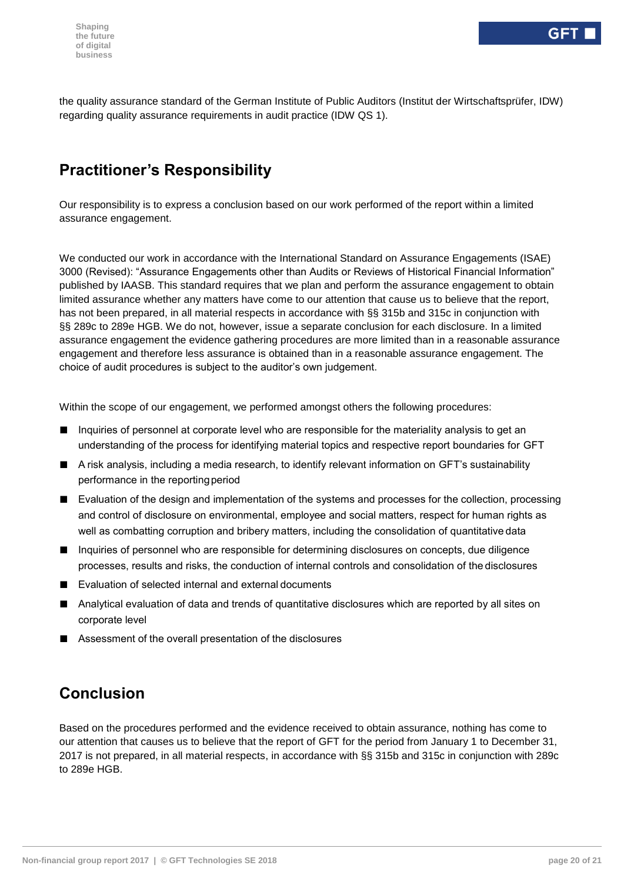the quality assurance standard of the German Institute of Public Auditors (Institut der Wirtschaftsprüfer, IDW) regarding quality assurance requirements in audit practice (IDW QS 1).

## Practitioner's Responsibility

Our responsibility is to express a conclusion based on our work performed of the report within a limited assurance engagement.

We conducted our work in accordance with the International Standard on Assurance Engagements (ISAE) 3000 (Revised): "Assurance Engagements other than Audits or Reviews of Historical Financial Information" published by IAASB. This standard requires that we plan and perform the assurance engagement to obtain limited assurance whether any matters have come to our attention that cause us to believe that the report, has not been prepared, in all material respects in accordance with §§ 315b and 315c in conjunction with §§ 289c to 289e HGB. We do not, however, issue a separate conclusion for each disclosure. In a limited assurance engagement the evidence gathering procedures are more limited than in a reasonable assurance engagement and therefore less assurance is obtained than in a reasonable assurance engagement. The choice of audit procedures is subject to the auditor's own judgement.

Within the scope of our engagement, we performed amongst others the following procedures:

- Inquiries of personnel at corporate level who are responsible for the materiality analysis to get an understanding of the process for identifying material topics and respective report boundaries for GFT
- A risk analysis, including a media research, to identify relevant information on GFT's sustainability performance in the reporting period
- Evaluation of the design and implementation of the systems and processes for the collection, processing and control of disclosure on environmental, employee and social matters, respect for human rights as well as combatting corruption and bribery matters, including the consolidation of quantitative data
- Inquiries of personnel who are responsible for determining disclosures on concepts, due diligence processes, results and risks, the conduction of internal controls and consolidation of the disclosures
- Evaluation of selected internal and external documents
- Analytical evaluation of data and trends of quantitative disclosures which are reported by all sites on corporate level
- Assessment of the overall presentation of the disclosures

## Conclusion

Based on the procedures performed and the evidence received to obtain assurance, nothing has come to our attention that causes us to believe that the report of GFT for the period from January 1 to December 31, 2017 is not prepared, in all material respects, in accordance with §§ 315b and 315c in conjunction with 289c to 289e HGB.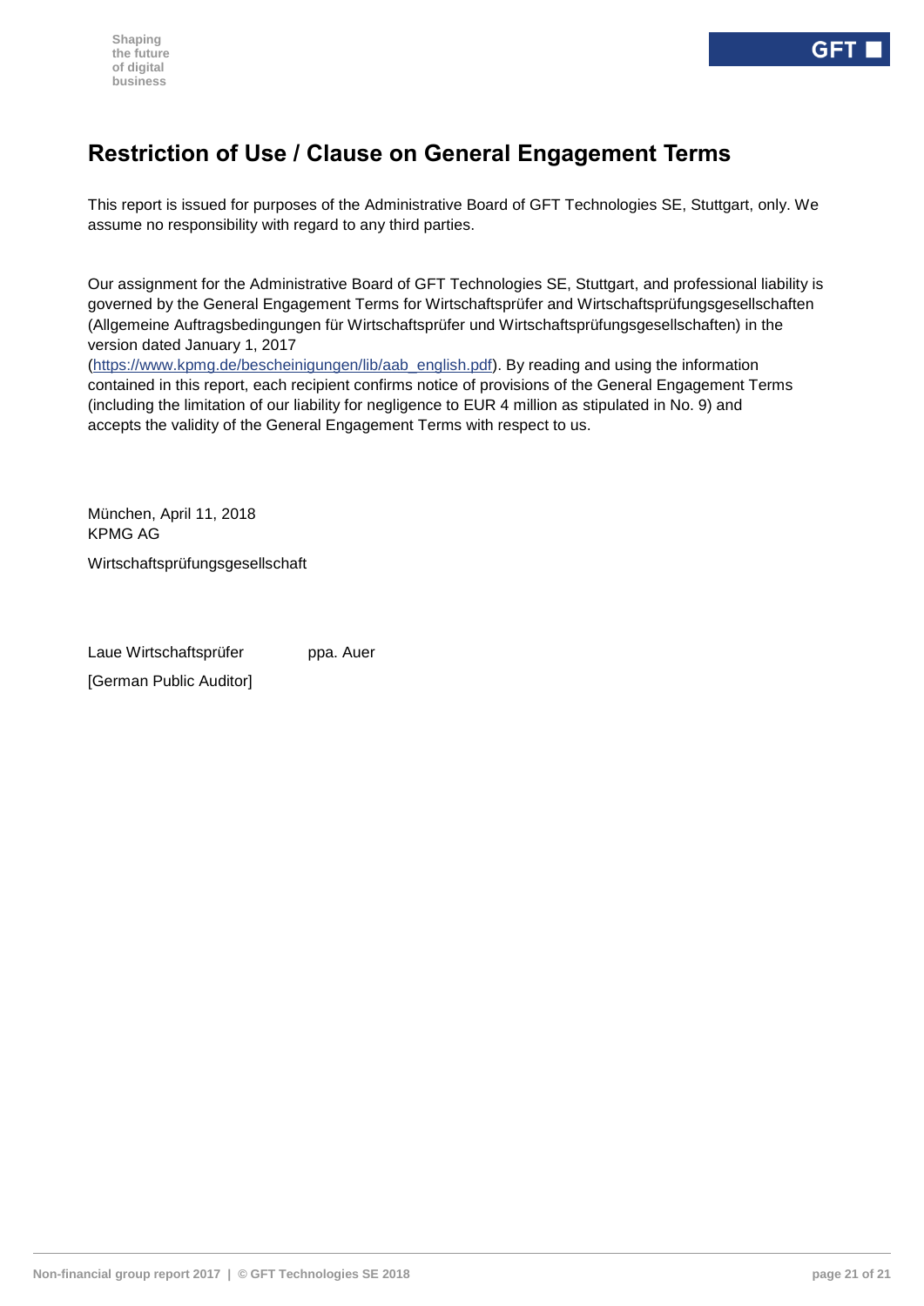# Restriction of Use / Clause on General Engagement Terms

This report is issued for purposes of the Administrative Board of GFT Technologies SE, Stuttgart, only. We assume no responsibility with regard to any third parties.

Our assignment for the Administrative Board of GFT Technologies SE, Stuttgart, and professional liability is governed by the General Engagement Terms for Wirtschaftsprüfer and Wirtschaftsprüfungsgesellschaften (Allgemeine Auftragsbedingungen für Wirtschaftsprüfer und Wirtschaftsprüfungsgesellschaften) in the version dated January 1, 2017 (https://www.kpmg.de/bescheinigungen/lib/aab_english.pdf). By reading and using the information contained in this report, each recipient confirms notice of provisions of the General Engagement Terms (including the limitation of our liability for negligence to EUR 4 million as stipulated in No. 9) and accepts the validity of the General Engagement Terms with respect to us.

München, April 11, 2018
KPMG AG

Wirtschaftsprüfungsgesellschaft

Laue Wirtschaftsprüfer ppa. Auer

[German Public Auditor]